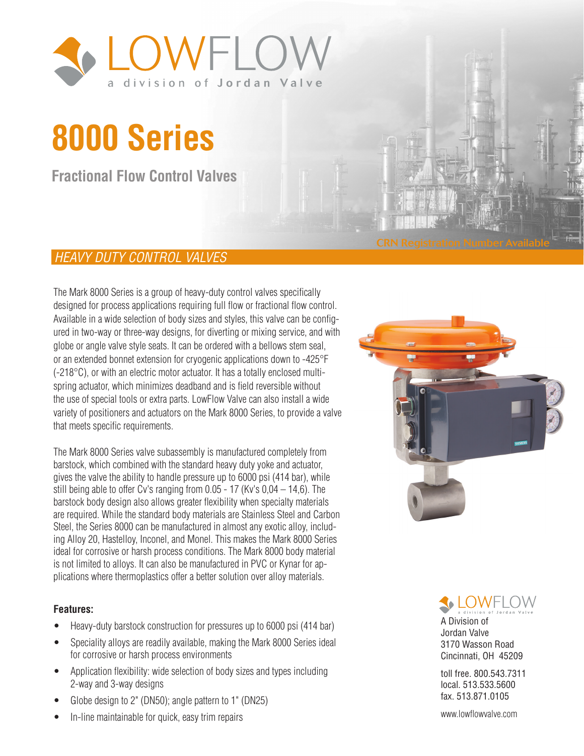LOWFLOW
a division of Jordan Valve

# 8000 Series

## Fractional Flow Control Valves

CRN Registration Number Available

## *HEAVY DUTY CONTROL VALVES*

The Mark 8000 Series is a group of heavy-duty control valves specifically designed for process applications requiring full flow or fractional flow control. Available in a wide selection of body sizes and styles, this valve can be configured in two-way or three-way designs, for diverting or mixing service, and with globe or angle valve style seats. It can be ordered with a bellows stem seal, or an extended bonnet extension for cryogenic applications down to -425°F (-218°C), or with an electric motor actuator. It has a totally enclosed multi-spring actuator, which minimizes deadband and is field reversible without the use of special tools or extra parts. LowFlow Valve can also install a wide variety of positioners and actuators on the Mark 8000 Series, to provide a valve that meets specific requirements.

The Mark 8000 Series valve subassembly is manufactured completely from barstock, which combined with the standard heavy duty yoke and actuator, gives the valve the ability to handle pressure up to 6000 psi (414 bar), while still being able to offer Cv's ranging from 0.05 - 17 (Kv's 0,04 – 14,6). The barstock body design also allows greater flexibility when specialty materials are required. While the standard body materials are Stainless Steel and Carbon Steel, the Series 8000 can be manufactured in almost any exotic alloy, including Alloy 20, Hastelloy, Inconel, and Monel. This makes the Mark 8000 Series ideal for corrosive or harsh process conditions. The Mark 8000 body material is not limited to alloys. It can also be manufactured in PVC or Kynar for applications where thermoplastics offer a better solution over alloy materials.

**Features:**

- Heavy-duty barstock construction for pressures up to 6000 psi (414 bar)
- Speciality alloys are readily available, making the Mark 8000 Series ideal for corrosive or harsh process environments
- Application flexibility: wide selection of body sizes and types including 2-way and 3-way designs
- Globe design to 2" (DN50); angle pattern to 1" (DN25)
- In-line maintainable for quick, easy trim repairs

LOWFLOW
a division of Jordan Valve

A Division of
Jordan Valve
3170 Wasson Road
Cincinnati, OH 45209

toll free. 800.543.7311
local. 513.533.5600
fax. 513.871.0105

www.lowflowvalve.com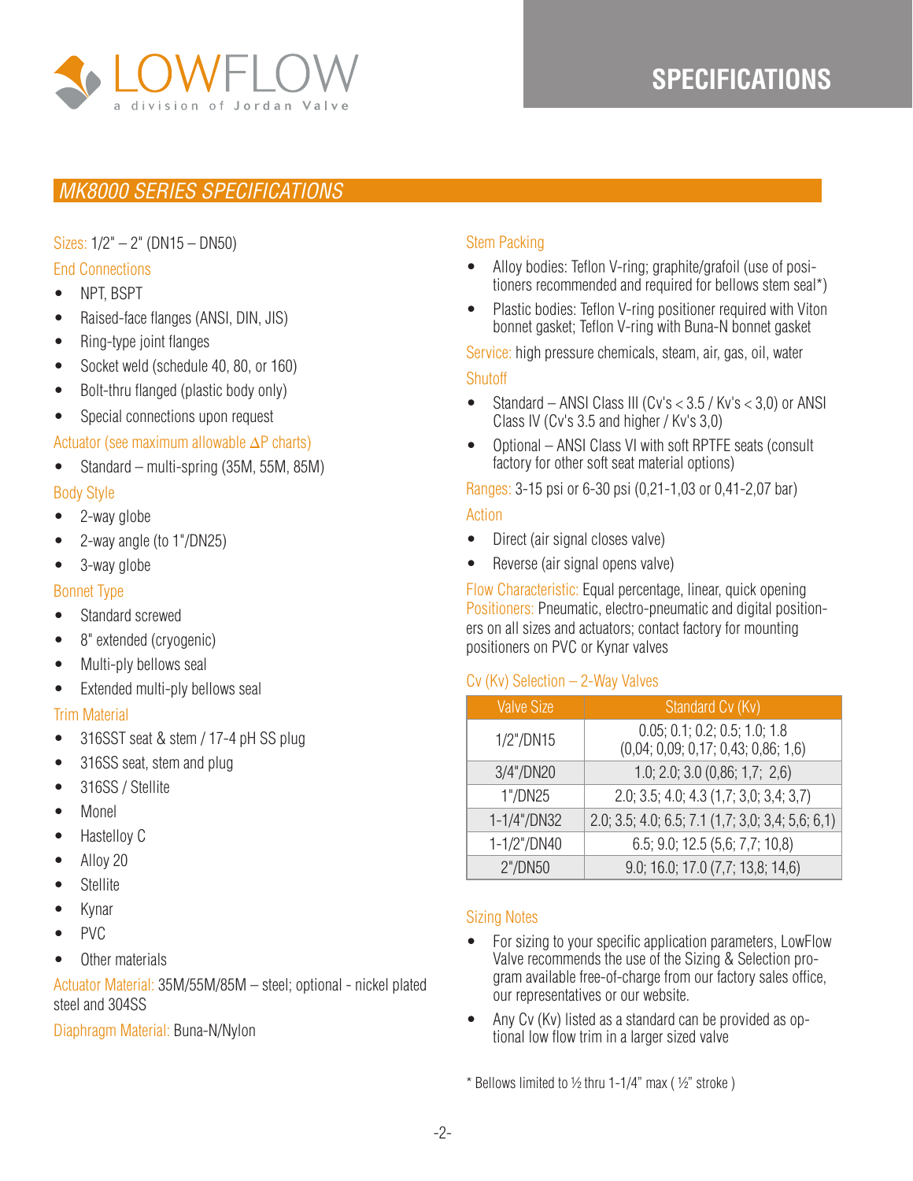# SPECIFICATIONS

## MK8000 SERIES SPECIFICATIONS

**Sizes:** 1/2" – 2" (DN15 – DN50)

**End Connections**

- NPT, BSPT
- Raised-face flanges (ANSI, DIN, JIS)
- Ring-type joint flanges
- Socket weld (schedule 40, 80, or 160)
- Bolt-thru flanged (plastic body only)
- Special connections upon request

**Actuator (see maximum allowable ΔP charts)**

- Standard – multi-spring (35M, 55M, 85M)

**Body Style**

- 2-way globe
- 2-way angle (to 1"/DN25)
- 3-way globe

**Bonnet Type**

- Standard screwed
- 8" extended (cryogenic)
- Multi-ply bellows seal
- Extended multi-ply bellows seal

**Trim Material**

- 316SST seat & stem / 17-4 pH SS plug
- 316SS seat, stem and plug
- 316SS / Stellite
- Monel
- Hastelloy C
- Alloy 20
- Stellite
- Kynar
- PVC
- Other materials

**Actuator Material:** 35M/55M/85M – steel; optional - nickel plated steel and 304SS

**Diaphragm Material:** Buna-N/Nylon

**Stem Packing**

- Alloy bodies: Teflon V-ring; graphite/grafoil (use of positioners recommended and required for bellows stem seal*)
- Plastic bodies: Teflon V-ring positioner required with Viton bonnet gasket; Teflon V-ring with Buna-N bonnet gasket

**Service:** high pressure chemicals, steam, air, gas, oil, water

**Shutoff**

- Standard – ANSI Class III (Cv's < 3.5 / Kv's < 3,0) or ANSI Class IV (Cv's 3.5 and higher / Kv's 3,0)
- Optional – ANSI Class VI with soft RPTFE seats (consult factory for other soft seat material options)

**Ranges:** 3-15 psi or 6-30 psi (0,21-1,03 or 0,41-2,07 bar)

**Action**

- Direct (air signal closes valve)
- Reverse (air signal opens valve)

**Flow Characteristic:** Equal percentage, linear, quick opening

**Positioners:** Pneumatic, electro-pneumatic and digital positioners on all sizes and actuators; contact factory for mounting positioners on PVC or Kynar valves

**Cv (Kv) Selection – 2-Way Valves**

| Valve Size | Standard Cv (Kv) |
|---|---|
| 1/2"/DN15 | 0.05; 0.1; 0.2; 0.5; 1.0; 1.8 (0,04; 0,09; 0,17; 0,43; 0,86; 1,6) |
| 3/4"/DN20 | 1.0; 2.0; 3.0 (0,86; 1,7; 2,6) |
| 1"/DN25 | 2.0; 3.5; 4.0; 4.3 (1,7; 3,0; 3,4; 3,7) |
| 1-1/4"/DN32 | 2.0; 3.5; 4.0; 6.5; 7.1 (1,7; 3,0; 3,4; 5,6; 6,1) |
| 1-1/2"/DN40 | 6.5; 9.0; 12.5 (5,6; 7,7; 10,8) |
| 2"/DN50 | 9.0; 16.0; 17.0 (7,7; 13,8; 14,6) |

**Sizing Notes**

- For sizing to your specific application parameters, LowFlow Valve recommends the use of the Sizing & Selection program available free-of-charge from our factory sales office, our representatives or our website.
- Any Cv (Kv) listed as a standard can be provided as optional low flow trim in a larger sized valve

* Bellows limited to ½ thru 1-1/4" max ( ½" stroke )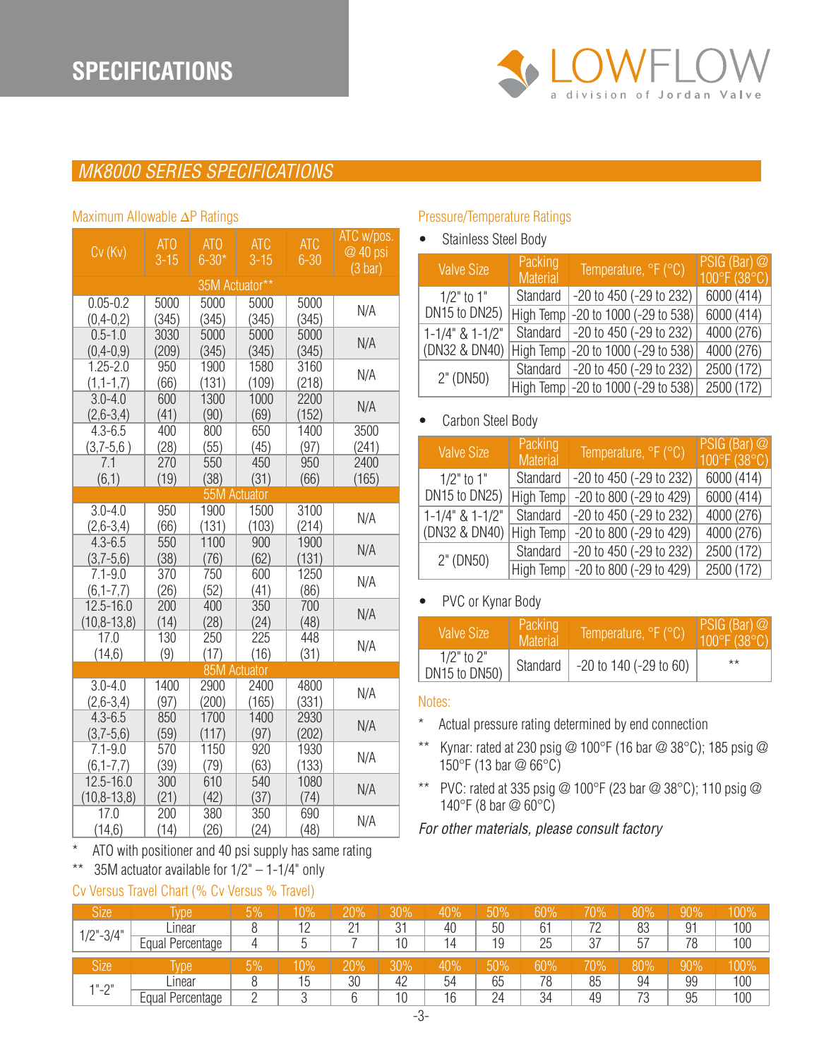# SPECIFICATIONS

LOWFLOW a division of Jordan Valve

## MK8000 SERIES SPECIFICATIONS

### Maximum Allowable ΔP Ratings

| Cv (Kv) | ATO 3-15 | ATO 6-30* | ATC 3-15 | ATC 6-30 | ATC w/pos. @ 40 psi (3 bar) |
|---|---|---|---|---|---|
| **35M Actuator**** | | | | | |
| 0.05-0.2 (0,4-0,2) | 5000 (345) | 5000 (345) | 5000 (345) | 5000 (345) | N/A |
| 0.5-1.0 (0,4-0,9) | 3030 (209) | 5000 (345) | 5000 (345) | 5000 (345) | N/A |
| 1.25-2.0 (1,1-1,7) | 950 (66) | 1900 (131) | 1580 (109) | 3160 (218) | N/A |
| 3.0-4.0 (2,6-3,4) | 600 (41) | 1300 (90) | 1000 (69) | 2200 (152) | N/A |
| 4.3-6.5 (3,7-5,6 ) | 400 (28) | 800 (55) | 650 (45) | 1400 (97) | 3500 (241) |
| 7.1 (6,1) | 270 (19) | 550 (38) | 450 (31) | 950 (66) | 2400 (165) |
| **55M Actuator** | | | | | |
| 3.0-4.0 (2,6-3,4) | 950 (66) | 1900 (131) | 1500 (103) | 3100 (214) | N/A |
| 4.3-6.5 (3,7-5,6) | 550 (38) | 1100 (76) | 900 (62) | 1900 (131) | N/A |
| 7.1-9.0 (6,1-7,7) | 370 (26) | 750 (52) | 600 (41) | 1250 (86) | N/A |
| 12.5-16.0 (10,8-13,8) | 200 (14) | 400 (28) | 350 (24) | 700 (48) | N/A |
| 17.0 (14,6) | 130 (9) | 250 (17) | 225 (16) | 448 (31) | N/A |
| **85M Actuator** | | | | | |
| 3.0-4.0 (2,6-3,4) | 1400 (97) | 2900 (200) | 2400 (165) | 4800 (331) | N/A |
| 4.3-6.5 (3,7-5,6) | 850 (59) | 1700 (117) | 1400 (97) | 2930 (202) | N/A |
| 7.1-9.0 (6,1-7,7) | 570 (39) | 1150 (79) | 920 (63) | 1930 (133) | N/A |
| 12.5-16.0 (10,8-13,8) | 300 (21) | 610 (42) | 540 (37) | 1080 (74) | N/A |
| 17.0 (14,6) | 200 (14) | 380 (26) | 350 (24) | 690 (48) | N/A |

\* ATO with positioner and 40 psi supply has same rating

** 35M actuator available for 1/2" – 1-1/4" only

### Pressure/Temperature Ratings

- Stainless Steel Body

| Valve Size | Packing Material | Temperature, °F (°C) | PSIG (Bar) @ 100°F (38°C) |
|---|---|---|---|
| 1/2" to 1" DN15 to DN25) | Standard | -20 to 450 (-29 to 232) | 6000 (414) |
| | High Temp | -20 to 1000 (-29 to 538) | 6000 (414) |
| 1-1/4" & 1-1/2" (DN32 & DN40) | Standard | -20 to 450 (-29 to 232) | 4000 (276) |
| | High Temp | -20 to 1000 (-29 to 538) | 4000 (276) |
| 2" (DN50) | Standard | -20 to 450 (-29 to 232) | 2500 (172) |
| | High Temp | -20 to 1000 (-29 to 538) | 2500 (172) |

- Carbon Steel Body

| Valve Size | Packing Material | Temperature, °F (°C) | PSIG (Bar) @ 100°F (38°C) |
|---|---|---|---|
| 1/2" to 1" DN15 to DN25) | Standard | -20 to 450 (-29 to 232) | 6000 (414) |
| | High Temp | -20 to 800 (-29 to 429) | 6000 (414) |
| 1-1/4" & 1-1/2" (DN32 & DN40) | Standard | -20 to 450 (-29 to 232) | 4000 (276) |
| | High Temp | -20 to 800 (-29 to 429) | 4000 (276) |
| 2" (DN50) | Standard | -20 to 450 (-29 to 232) | 2500 (172) |
| | High Temp | -20 to 800 (-29 to 429) | 2500 (172) |

- PVC or Kynar Body

| Valve Size | Packing Material | Temperature, °F (°C) | PSIG (Bar) @ 100°F (38°C) |
|---|---|---|---|
| 1/2" to 2" DN15 to DN50) | Standard | -20 to 140 (-29 to 60) | ** |

### Notes:

\* Actual pressure rating determined by end connection

** Kynar: rated at 230 psig @ 100°F (16 bar @ 38°C); 185 psig @ 150°F (13 bar @ 66°C)

** PVC: rated at 335 psig @ 100°F (23 bar @ 38°C); 110 psig @ 140°F (8 bar @ 60°C)

*For other materials, please consult factory*

### Cv Versus Travel Chart (% Cv Versus % Travel)

| Size | Type | 5% | 10% | 20% | 30% | 40% | 50% | 60% | 70% | 80% | 90% | 100% |
|---|---|---|---|---|---|---|---|---|---|---|---|---|
| 1/2"-3/4" | Linear | 8 | 12 | 21 | 31 | 40 | 50 | 61 | 72 | 83 | 91 | 100 |
| | Equal Percentage | 4 | 5 | 7 | 10 | 14 | 19 | 25 | 37 | 57 | 78 | 100 |

| Size | Type | 5% | 10% | 20% | 30% | 40% | 50% | 60% | 70% | 80% | 90% | 100% |
|---|---|---|---|---|---|---|---|---|---|---|---|---|
| 1"-2" | Linear | 8 | 15 | 30 | 42 | 54 | 65 | 78 | 85 | 94 | 99 | 100 |
| | Equal Percentage | 2 | 3 | 6 | 10 | 16 | 24 | 34 | 49 | 73 | 95 | 100 |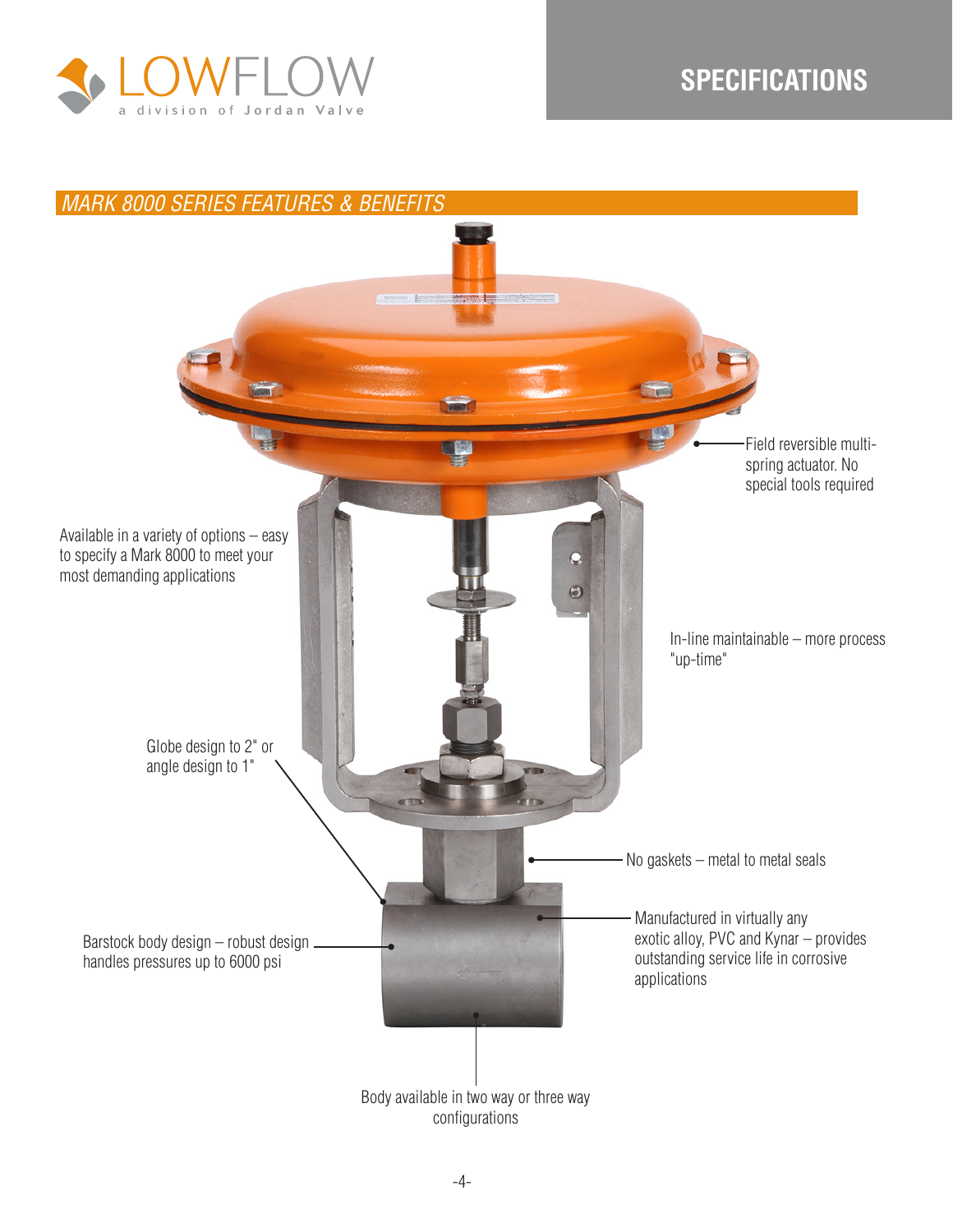## SPECIFICATIONS

### *MARK 8000 SERIES FEATURES & BENEFITS*

Field reversible multi-spring actuator. No special tools required

Available in a variety of options – easy to specify a Mark 8000 to meet your most demanding applications

In-line maintainable – more process "up-time"

Globe design to 2" or angle design to 1"

No gaskets – metal to metal seals

Manufactured in virtually any exotic alloy, PVC and Kynar – provides outstanding service life in corrosive applications

Barstock body design – robust design handles pressures up to 6000 psi

Body available in two way or three way configurations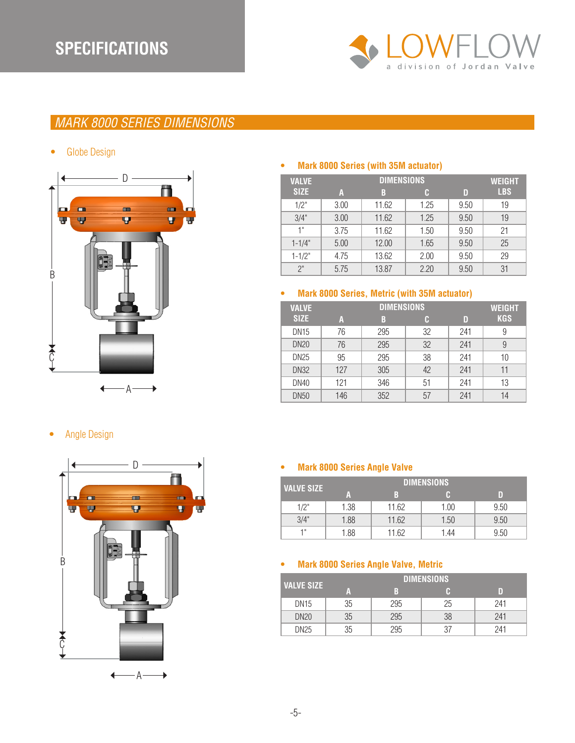## SPECIFICATIONS

## MARK 8000 SERIES DIMENSIONS

- Globe Design

- Mark 8000 Series (with 35M actuator)

| VALVE SIZE | DIMENSIONS A | B | C | D | WEIGHT LBS |
|---|---|---|---|---|---|
| 1/2" | 3.00 | 11.62 | 1.25 | 9.50 | 19 |
| 3/4" | 3.00 | 11.62 | 1.25 | 9.50 | 19 |
| 1" | 3.75 | 11.62 | 1.50 | 9.50 | 21 |
| 1-1/4" | 5.00 | 12.00 | 1.65 | 9.50 | 25 |
| 1-1/2" | 4.75 | 13.62 | 2.00 | 9.50 | 29 |
| 2" | 5.75 | 13.87 | 2.20 | 9.50 | 31 |

- Mark 8000 Series, Metric (with 35M actuator)

| VALVE SIZE | DIMENSIONS A | B | C | D | WEIGHT KGS |
|---|---|---|---|---|---|
| DN15 | 76 | 295 | 32 | 241 | 9 |
| DN20 | 76 | 295 | 32 | 241 | 9 |
| DN25 | 95 | 295 | 38 | 241 | 10 |
| DN32 | 127 | 305 | 42 | 241 | 11 |
| DN40 | 121 | 346 | 51 | 241 | 13 |
| DN50 | 146 | 352 | 57 | 241 | 14 |

- Angle Design

- Mark 8000 Series Angle Valve

| VALVE SIZE | DIMENSIONS A | B | C | D |
|---|---|---|---|---|
| 1/2" | 1.38 | 11.62 | 1.00 | 9.50 |
| 3/4" | 1.88 | 11.62 | 1.50 | 9.50 |
| 1" | 1.88 | 11.62 | 1.44 | 9.50 |

- Mark 8000 Series Angle Valve, Metric

| VALVE SIZE | DIMENSIONS A | B | C | D |
|---|---|---|---|---|
| DN15 | 35 | 295 | 25 | 241 |
| DN20 | 35 | 295 | 38 | 241 |
| DN25 | 35 | 295 | 37 | 241 |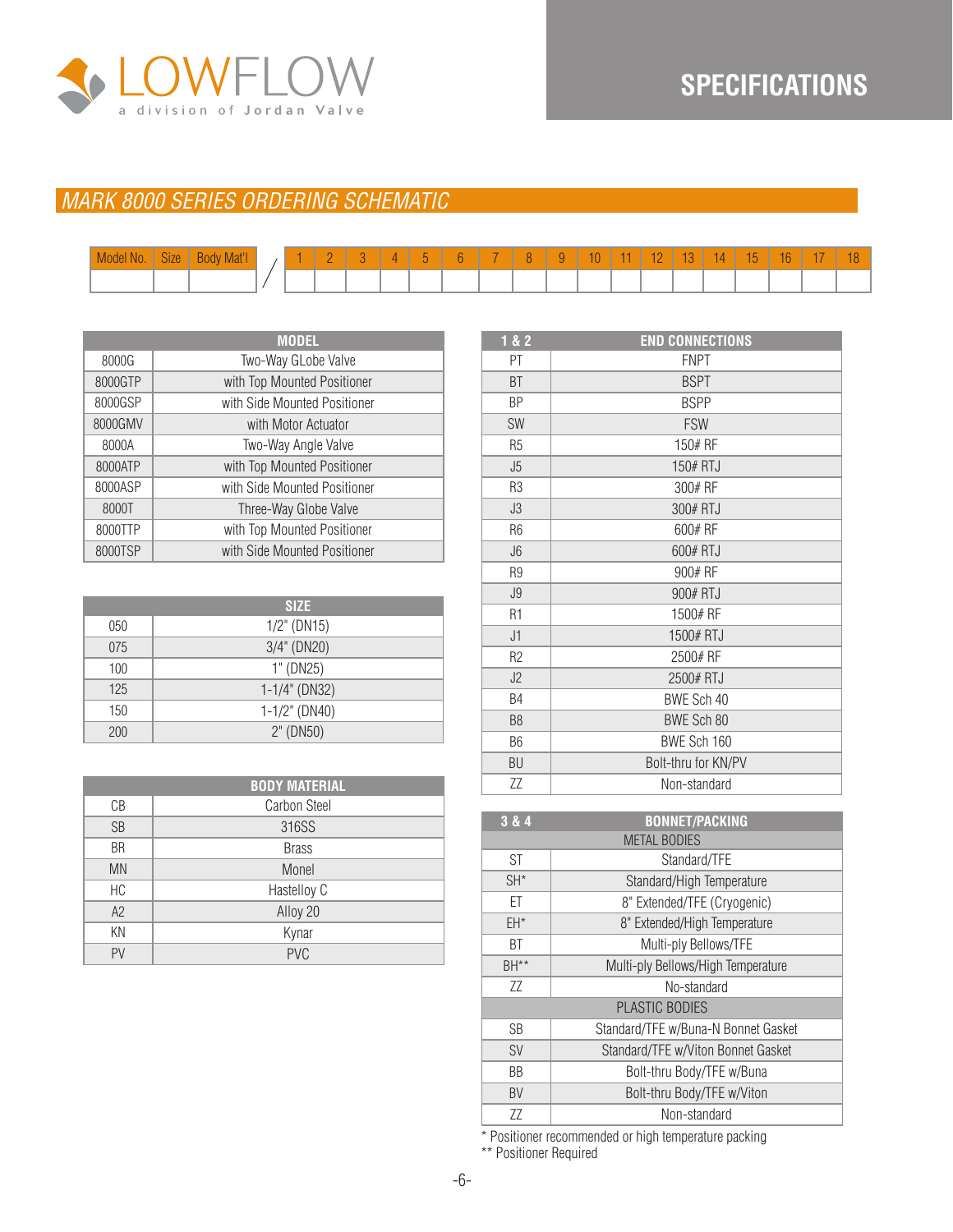LOWFLOW
a division of Jordan Valve

# SPECIFICATIONS

## MARK 8000 SERIES ORDERING SCHEMATIC

| Model No. | Size | Body Mat'l | / | 1 | 2 | 3 | 4 | 5 | 6 | 7 | 8 | 9 | 10 | 11 | 12 | 13 | 14 | 15 | 16 | 17 | 18 |
|---|---|---|---|---|---|---|---|---|---|---|---|---|---|---|---|---|---|---|---|---|---|
| | | | | | | | | | | | | | | | | | | | | | |

| MODEL | |
|---|---|
| 8000G | Two-Way GLobe Valve |
| 8000GTP | with Top Mounted Positioner |
| 8000GSP | with Side Mounted Positioner |
| 8000GMV | with Motor Actuator |
| 8000A | Two-Way Angle Valve |
| 8000ATP | with Top Mounted Positioner |
| 8000ASP | with Side Mounted Positioner |
| 8000T | Three-Way Globe Valve |
| 8000TTP | with Top Mounted Positioner |
| 8000TSP | with Side Mounted Positioner |

| SIZE | |
|---|---|
| 050 | 1/2" (DN15) |
| 075 | 3/4" (DN20) |
| 100 | 1" (DN25) |
| 125 | 1-1/4" (DN32) |
| 150 | 1-1/2" (DN40) |
| 200 | 2" (DN50) |

| BODY MATERIAL | |
|---|---|
| CB | Carbon Steel |
| SB | 316SS |
| BR | Brass |
| MN | Monel |
| HC | Hastelloy C |
| A2 | Alloy 20 |
| KN | Kynar |
| PV | PVC |

| 1 & 2 | END CONNECTIONS |
|---|---|
| PT | FNPT |
| BT | BSPT |
| BP | BSPP |
| SW | FSW |
| R5 | 150# RF |
| J5 | 150# RTJ |
| R3 | 300# RF |
| J3 | 300# RTJ |
| R6 | 600# RF |
| J6 | 600# RTJ |
| R9 | 900# RF |
| J9 | 900# RTJ |
| R1 | 1500# RF |
| J1 | 1500# RTJ |
| R2 | 2500# RF |
| J2 | 2500# RTJ |
| B4 | BWE Sch 40 |
| B8 | BWE Sch 80 |
| B6 | BWE Sch 160 |
| BU | Bolt-thru for KN/PV |
| ZZ | Non-standard |

| 3 & 4 | BONNET/PACKING |
|---|---|
| METAL BODIES | |
| ST | Standard/TFE |
| SH* | Standard/High Temperature |
| ET | 8" Extended/TFE (Cryogenic) |
| EH* | 8" Extended/High Temperature |
| BT | Multi-ply Bellows/TFE |
| BH** | Multi-ply Bellows/High Temperature |
| ZZ | No-standard |
| PLASTIC BODIES | |
| SB | Standard/TFE w/Buna-N Bonnet Gasket |
| SV | Standard/TFE w/Viton Bonnet Gasket |
| BB | Bolt-thru Body/TFE w/Buna |
| BV | Bolt-thru Body/TFE w/Viton |
| ZZ | Non-standard |

* Positioner recommended or high temperature packing
** Positioner Required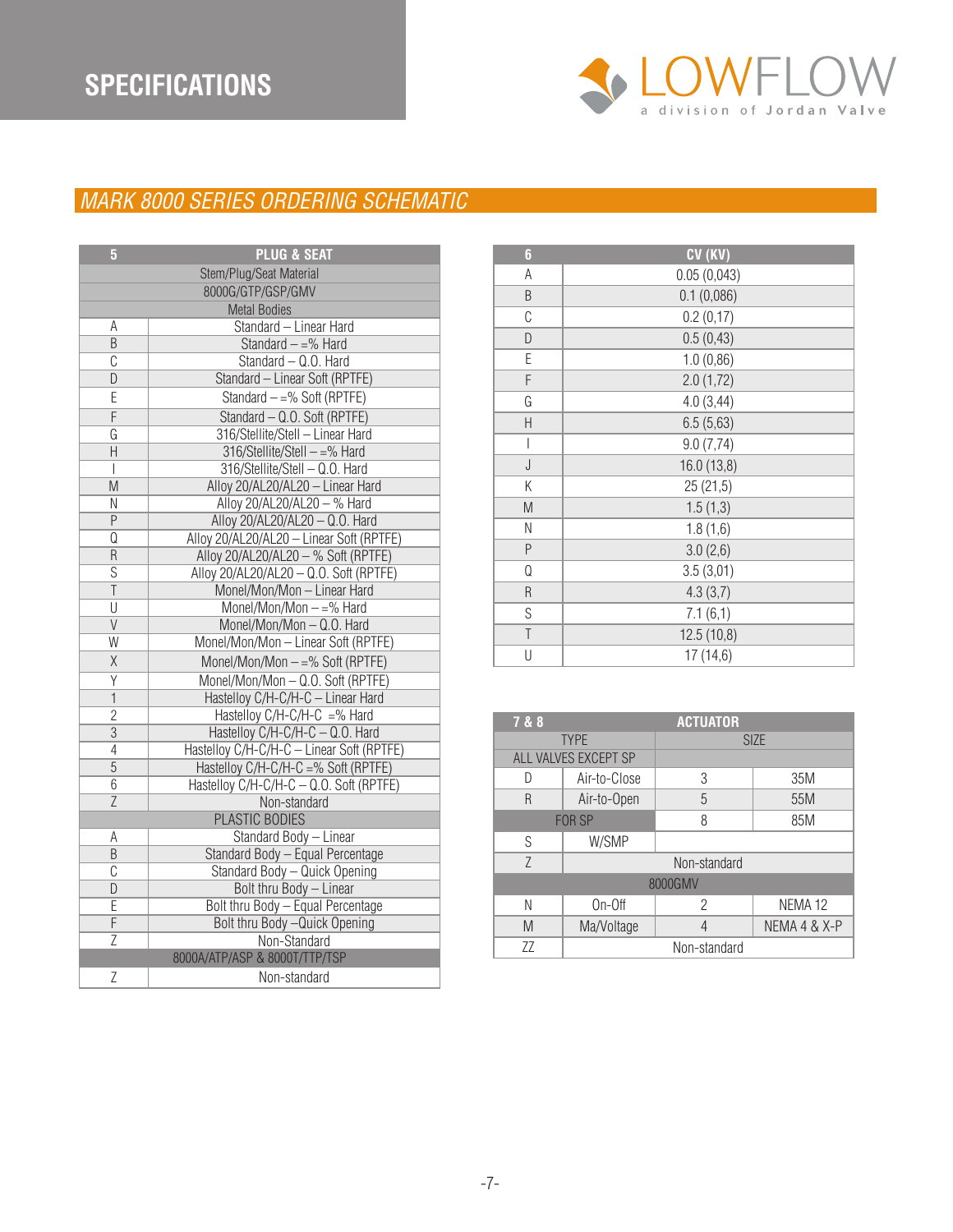# SPECIFICATIONS

LOWFLOW a division of Jordan Valve

## MARK 8000 SERIES ORDERING SCHEMATIC

| 5 | PLUG & SEAT |
|---|---|
| | Stem/Plug/Seat Material |
| | 8000G/GTP/GSP/GMV |
| | Metal Bodies |
| A | Standard – Linear Hard |
| B | Standard – =% Hard |
| C | Standard – Q.O. Hard |
| D | Standard – Linear Soft (RPTFE) |
| E | Standard – =% Soft (RPTFE) |
| F | Standard – Q.O. Soft (RPTFE) |
| G | 316/Stellite/Stell – Linear Hard |
| H | 316/Stellite/Stell – =% Hard |
| I | 316/Stellite/Stell – Q.O. Hard |
| M | Alloy 20/AL20/AL20 – Linear Hard |
| N | Alloy 20/AL20/AL20 – % Hard |
| P | Alloy 20/AL20/AL20 – Q.O. Hard |
| Q | Alloy 20/AL20/AL20 – Linear Soft (RPTFE) |
| R | Alloy 20/AL20/AL20 – % Soft (RPTFE) |
| S | Alloy 20/AL20/AL20 – Q.O. Soft (RPTFE) |
| T | Monel/Mon/Mon – Linear Hard |
| U | Monel/Mon/Mon – =% Hard |
| V | Monel/Mon/Mon – Q.O. Hard |
| W | Monel/Mon/Mon – Linear Soft (RPTFE) |
| X | Monel/Mon/Mon – =% Soft (RPTFE) |
| Y | Monel/Mon/Mon – Q.O. Soft (RPTFE) |
| 1 | Hastelloy C/H-C/H-C – Linear Hard |
| 2 | Hastelloy C/H-C/H-C =% Hard |
| 3 | Hastelloy C/H-C/H-C – Q.O. Hard |
| 4 | Hastelloy C/H-C/H-C – Linear Soft (RPTFE) |
| 5 | Hastelloy C/H-C/H-C =% Soft (RPTFE) |
| 6 | Hastelloy C/H-C/H-C – Q.O. Soft (RPTFE) |
| Z | Non-standard |
| | PLASTIC BODIES |
| A | Standard Body – Linear |
| B | Standard Body – Equal Percentage |
| C | Standard Body – Quick Opening |
| D | Bolt thru Body – Linear |
| E | Bolt thru Body – Equal Percentage |
| F | Bolt thru Body –Quick Opening |
| Z | Non-Standard |
| | 8000A/ATP/ASP & 8000T/TTP/TSP |
| Z | Non-standard |

| 6 | CV (KV) |
|---|---|
| A | 0.05 (0,043) |
| B | 0.1 (0,086) |
| C | 0.2 (0,17) |
| D | 0.5 (0,43) |
| E | 1.0 (0,86) |
| F | 2.0 (1,72) |
| G | 4.0 (3,44) |
| H | 6.5 (5,63) |
| I | 9.0 (7,74) |
| J | 16.0 (13,8) |
| K | 25 (21,5) |
| M | 1.5 (1,3) |
| N | 1.8 (1,6) |
| P | 3.0 (2,6) |
| Q | 3.5 (3,01) |
| R | 4.3 (3,7) |
| S | 7.1 (6,1) |
| T | 12.5 (10,8) |
| U | 17 (14,6) |

| 7 & 8 | ACTUATOR | | |
|---|---|---|---|
| TYPE | | SIZE | |
| ALL VALVES EXCEPT SP | | | |
| D | Air-to-Close | 3 | 35M |
| R | Air-to-Open | 5 | 55M |
| FOR SP | | 8 | 85M |
| S | W/SMP | | |
| Z | Non-standard | | |
| | 8000GMV | | |
| N | On-Off | 2 | NEMA 12 |
| M | Ma/Voltage | 4 | NEMA 4 & X-P |
| ZZ | Non-standard | | |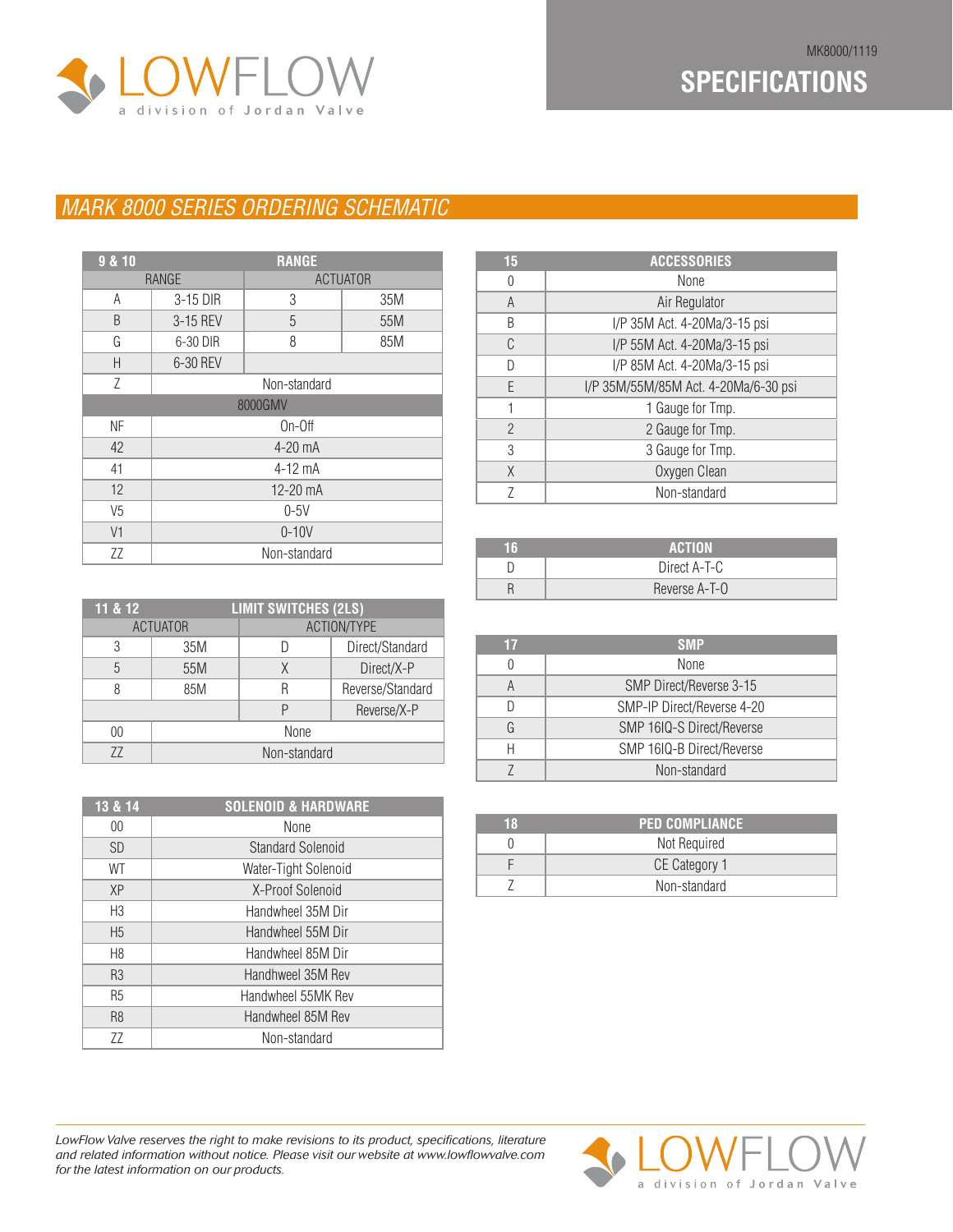MK8000/1119

# SPECIFICATIONS

## MARK 8000 SERIES ORDERING SCHEMATIC

| 9 & 10 | RANGE | | |
|---|---|---|---|
| RANGE | | ACTUATOR | |
| A | 3-15 DIR | 3 | 35M |
| B | 3-15 REV | 5 | 55M |
| G | 6-30 DIR | 8 | 85M |
| H | 6-30 REV | | |
| Z | Non-standard | | |
| 8000GMV | | | |
| NF | On-Off | | |
| 42 | 4-20 mA | | |
| 41 | 4-12 mA | | |
| 12 | 12-20 mA | | |
| V5 | 0-5V | | |
| V1 | 0-10V | | |
| ZZ | Non-standard | | |

| 11 & 12 | LIMIT SWITCHES (2LS) | | |
|---|---|---|---|
| ACTUATOR | | ACTION/TYPE | |
| 3 | 35M | D | Direct/Standard |
| 5 | 55M | X | Direct/X-P |
| 8 | 85M | R | Reverse/Standard |
| | | P | Reverse/X-P |
| 00 | None | | |
| ZZ | Non-standard | | |

| 13 & 14 | SOLENOID & HARDWARE |
|---|---|
| 00 | None |
| SD | Standard Solenoid |
| WT | Water-Tight Solenoid |
| XP | X-Proof Solenoid |
| H3 | Handwheel 35M Dir |
| H5 | Handwheel 55M Dir |
| H8 | Handwheel 85M Dir |
| R3 | Handwheel 35M Rev |
| R5 | Handwheel 55MK Rev |
| R8 | Handwheel 85M Rev |
| ZZ | Non-standard |

| 15 | ACCESSORIES |
|---|---|
| 0 | None |
| A | Air Regulator |
| B | I/P 35M Act. 4-20Ma/3-15 psi |
| C | I/P 55M Act. 4-20Ma/3-15 psi |
| D | I/P 85M Act. 4-20Ma/3-15 psi |
| E | I/P 35M/55M/85M Act. 4-20Ma/6-30 psi |
| 1 | 1 Gauge for Tmp. |
| 2 | 2 Gauge for Tmp. |
| 3 | 3 Gauge for Tmp. |
| X | Oxygen Clean |
| Z | Non-standard |

| 16 | ACTION |
|---|---|
| D | Direct A-T-C |
| R | Reverse A-T-O |

| 17 | SMP |
|---|---|
| 0 | None |
| A | SMP Direct/Reverse 3-15 |
| D | SMP-IP Direct/Reverse 4-20 |
| G | SMP 16IQ-S Direct/Reverse |
| H | SMP 16IQ-B Direct/Reverse |
| Z | Non-standard |

| 18 | PED COMPLIANCE |
|---|---|
| 0 | Not Required |
| F | CE Category 1 |
| Z | Non-standard |

*LowFlow Valve reserves the right to make revisions to its product, specifications, literature and related information without notice. Please visit our website at www.lowflowvalve.com for the latest information on our products.*